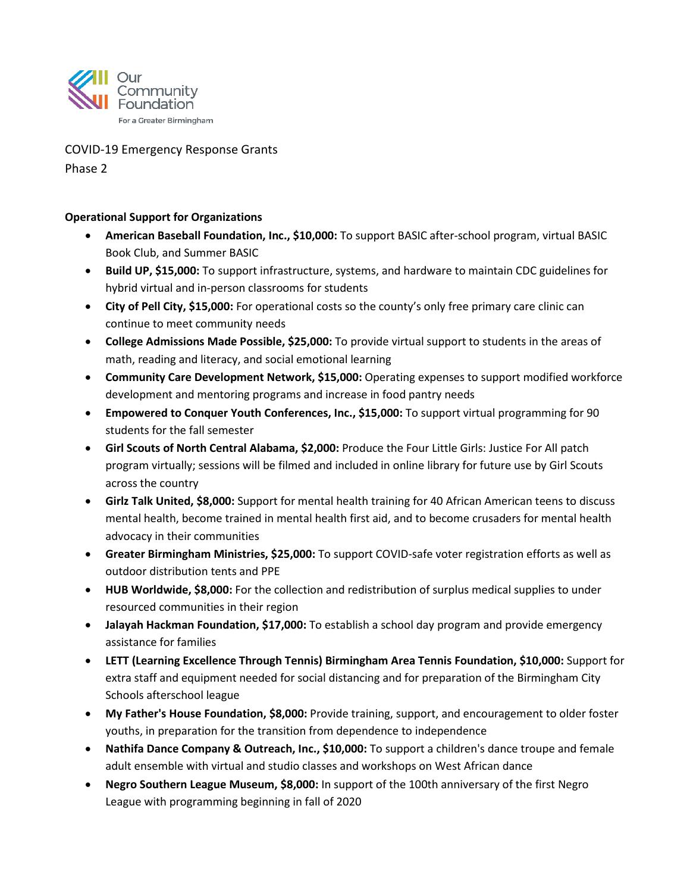Our Community Foundation
For a Greater Birmingham

COVID-19 Emergency Response Grants
Phase 2

**Operational Support for Organizations**

- **American Baseball Foundation, Inc., $10,000:** To support BASIC after-school program, virtual BASIC Book Club, and Summer BASIC
- **Build UP, $15,000:** To support infrastructure, systems, and hardware to maintain CDC guidelines for hybrid virtual and in-person classrooms for students
- **City of Pell City, $15,000:** For operational costs so the county's only free primary care clinic can continue to meet community needs
- **College Admissions Made Possible, $25,000:** To provide virtual support to students in the areas of math, reading and literacy, and social emotional learning
- **Community Care Development Network, $15,000:** Operating expenses to support modified workforce development and mentoring programs and increase in food pantry needs
- **Empowered to Conquer Youth Conferences, Inc., $15,000:** To support virtual programming for 90 students for the fall semester
- **Girl Scouts of North Central Alabama, $2,000:** Produce the Four Little Girls: Justice For All patch program virtually; sessions will be filmed and included in online library for future use by Girl Scouts across the country
- **Girlz Talk United, $8,000:** Support for mental health training for 40 African American teens to discuss mental health, become trained in mental health first aid, and to become crusaders for mental health advocacy in their communities
- **Greater Birmingham Ministries, $25,000:** To support COVID-safe voter registration efforts as well as outdoor distribution tents and PPE
- **HUB Worldwide, $8,000:** For the collection and redistribution of surplus medical supplies to under resourced communities in their region
- **Jalayah Hackman Foundation, $17,000:** To establish a school day program and provide emergency assistance for families
- **LETT (Learning Excellence Through Tennis) Birmingham Area Tennis Foundation, $10,000:** Support for extra staff and equipment needed for social distancing and for preparation of the Birmingham City Schools afterschool league
- **My Father's House Foundation, $8,000:** Provide training, support, and encouragement to older foster youths, in preparation for the transition from dependence to independence
- **Nathifa Dance Company & Outreach, Inc., $10,000:** To support a children's dance troupe and female adult ensemble with virtual and studio classes and workshops on West African dance
- **Negro Southern League Museum, $8,000:** In support of the 100th anniversary of the first Negro League with programming beginning in fall of 2020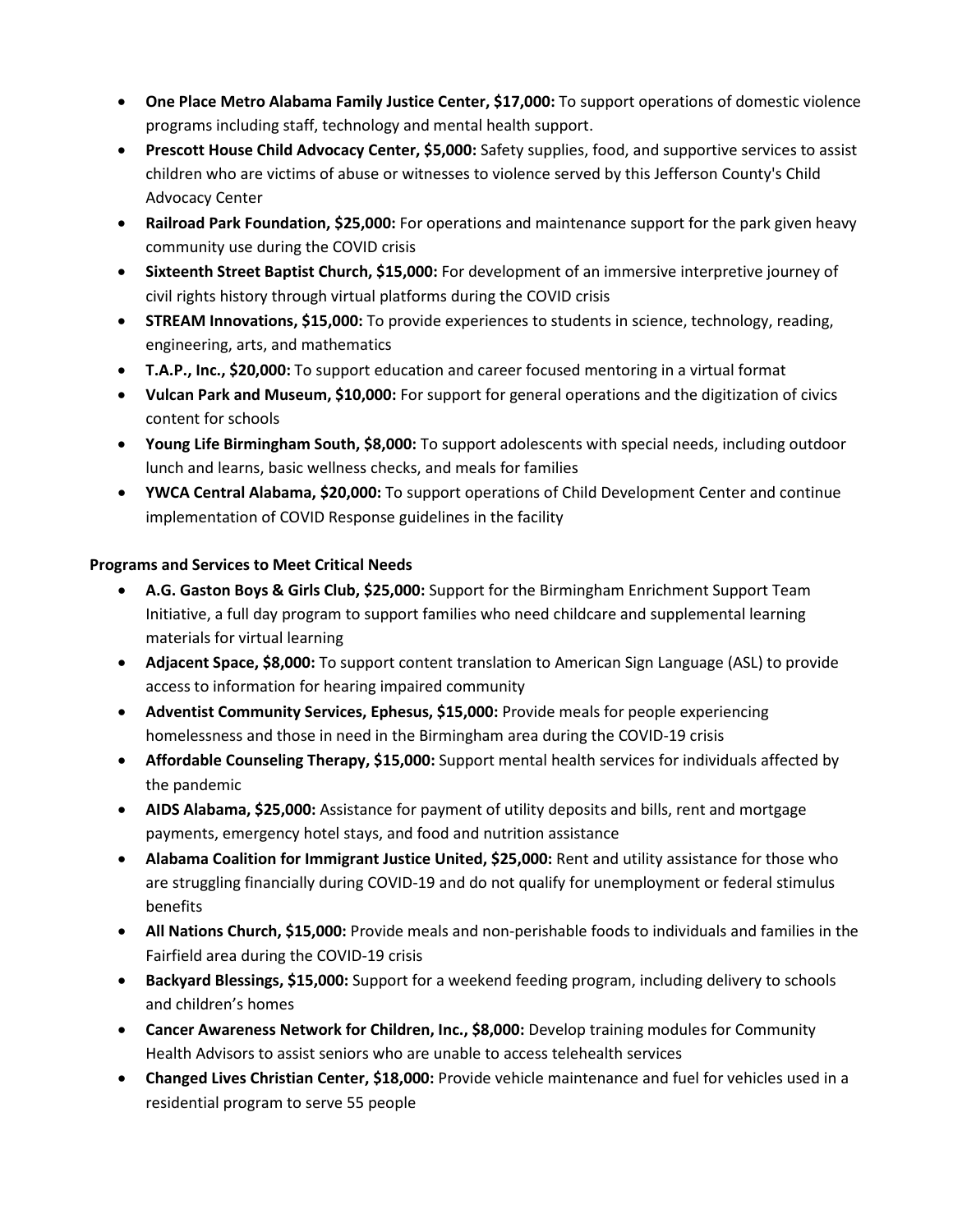- **One Place Metro Alabama Family Justice Center, $17,000:** To support operations of domestic violence programs including staff, technology and mental health support.
- **Prescott House Child Advocacy Center, $5,000:** Safety supplies, food, and supportive services to assist children who are victims of abuse or witnesses to violence served by this Jefferson County's Child Advocacy Center
- **Railroad Park Foundation, $25,000:** For operations and maintenance support for the park given heavy community use during the COVID crisis
- **Sixteenth Street Baptist Church, $15,000:** For development of an immersive interpretive journey of civil rights history through virtual platforms during the COVID crisis
- **STREAM Innovations, $15,000:** To provide experiences to students in science, technology, reading, engineering, arts, and mathematics
- **T.A.P., Inc., $20,000:** To support education and career focused mentoring in a virtual format
- **Vulcan Park and Museum, $10,000:** For support for general operations and the digitization of civics content for schools
- **Young Life Birmingham South, $8,000:** To support adolescents with special needs, including outdoor lunch and learns, basic wellness checks, and meals for families
- **YWCA Central Alabama, $20,000:** To support operations of Child Development Center and continue implementation of COVID Response guidelines in the facility

**Programs and Services to Meet Critical Needs**

- **A.G. Gaston Boys & Girls Club, $25,000:** Support for the Birmingham Enrichment Support Team Initiative, a full day program to support families who need childcare and supplemental learning materials for virtual learning
- **Adjacent Space, $8,000:** To support content translation to American Sign Language (ASL) to provide access to information for hearing impaired community
- **Adventist Community Services, Ephesus, $15,000:** Provide meals for people experiencing homelessness and those in need in the Birmingham area during the COVID-19 crisis
- **Affordable Counseling Therapy, $15,000:** Support mental health services for individuals affected by the pandemic
- **AIDS Alabama, $25,000:** Assistance for payment of utility deposits and bills, rent and mortgage payments, emergency hotel stays, and food and nutrition assistance
- **Alabama Coalition for Immigrant Justice United, $25,000:** Rent and utility assistance for those who are struggling financially during COVID-19 and do not qualify for unemployment or federal stimulus benefits
- **All Nations Church, $15,000:** Provide meals and non-perishable foods to individuals and families in the Fairfield area during the COVID-19 crisis
- **Backyard Blessings, $15,000:** Support for a weekend feeding program, including delivery to schools and children's homes
- **Cancer Awareness Network for Children, Inc., $8,000:** Develop training modules for Community Health Advisors to assist seniors who are unable to access telehealth services
- **Changed Lives Christian Center, $18,000:** Provide vehicle maintenance and fuel for vehicles used in a residential program to serve 55 people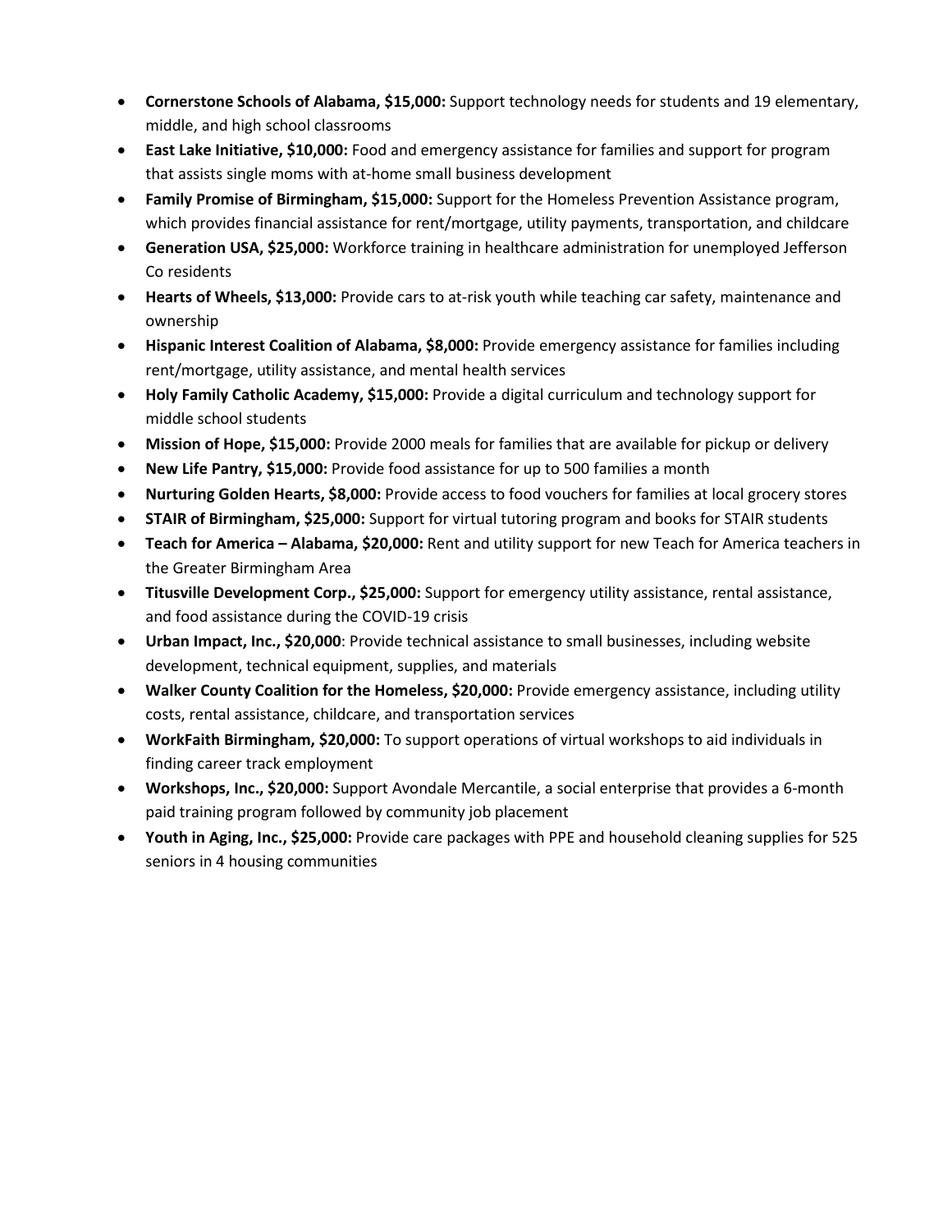- **Cornerstone Schools of Alabama, $15,000:** Support technology needs for students and 19 elementary, middle, and high school classrooms
- **East Lake Initiative, $10,000:** Food and emergency assistance for families and support for program that assists single moms with at-home small business development
- **Family Promise of Birmingham, $15,000:** Support for the Homeless Prevention Assistance program, which provides financial assistance for rent/mortgage, utility payments, transportation, and childcare
- **Generation USA, $25,000:** Workforce training in healthcare administration for unemployed Jefferson Co residents
- **Hearts of Wheels, $13,000:** Provide cars to at-risk youth while teaching car safety, maintenance and ownership
- **Hispanic Interest Coalition of Alabama, $8,000:** Provide emergency assistance for families including rent/mortgage, utility assistance, and mental health services
- **Holy Family Catholic Academy, $15,000:** Provide a digital curriculum and technology support for middle school students
- **Mission of Hope, $15,000:** Provide 2000 meals for families that are available for pickup or delivery
- **New Life Pantry, $15,000:** Provide food assistance for up to 500 families a month
- **Nurturing Golden Hearts, $8,000:** Provide access to food vouchers for families at local grocery stores
- **STAIR of Birmingham, $25,000:** Support for virtual tutoring program and books for STAIR students
- **Teach for America – Alabama, $20,000:** Rent and utility support for new Teach for America teachers in the Greater Birmingham Area
- **Titusville Development Corp., $25,000:** Support for emergency utility assistance, rental assistance, and food assistance during the COVID-19 crisis
- **Urban Impact, Inc., $20,000**: Provide technical assistance to small businesses, including website development, technical equipment, supplies, and materials
- **Walker County Coalition for the Homeless, $20,000:** Provide emergency assistance, including utility costs, rental assistance, childcare, and transportation services
- **WorkFaith Birmingham, $20,000:** To support operations of virtual workshops to aid individuals in finding career track employment
- **Workshops, Inc., $20,000:** Support Avondale Mercantile, a social enterprise that provides a 6-month paid training program followed by community job placement
- **Youth in Aging, Inc., $25,000:** Provide care packages with PPE and household cleaning supplies for 525 seniors in 4 housing communities